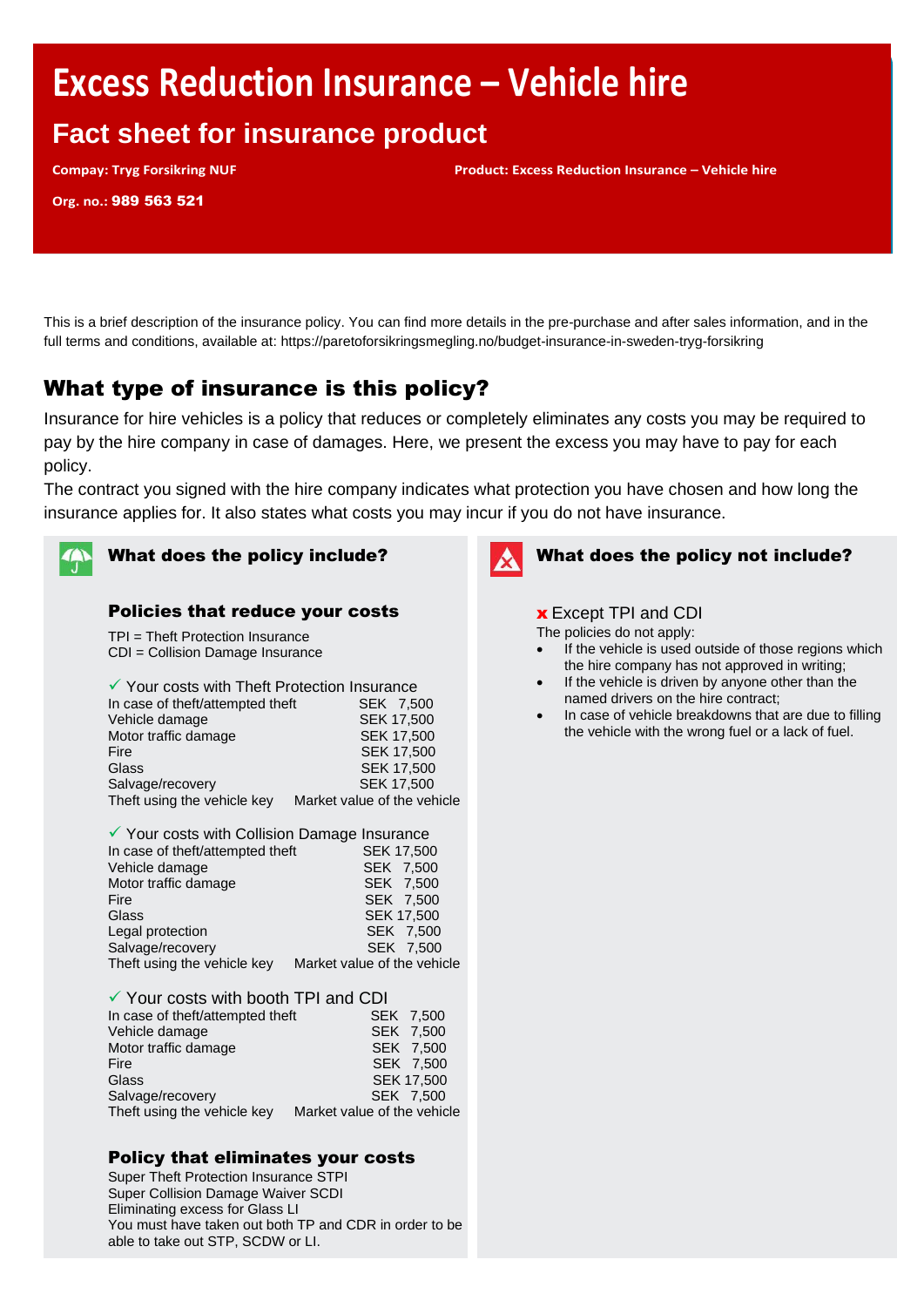# Excess Reduction Insurance – Vehicle hire

## Fact sheet for insurance product

**Compay: Tryg Forsikring NUF**

**Product: Excess Reduction Insurance – Vehicle hire**

**Org. no.: 989 563 521**

This is a brief description of the insurance policy. You can find more details in the pre-purchase and after sales information, and in the full terms and conditions, available at: https://paretoforsikringsmegling.no/budget-insurance-in-sweden-tryg-forsikring

## What type of insurance is this policy?

Insurance for hire vehicles is a policy that reduces or completely eliminates any costs you may be required to pay by the hire company in case of damages. Here, we present the excess you may have to pay for each policy.

The contract you signed with the hire company indicates what protection you have chosen and how long the insurance applies for. It also states what costs you may incur if you do not have insurance.

### What does the policy include?

#### Policies that reduce your costs

TPI = Theft Protection Insurance
CDI = Collision Damage Insurance

✓ Your costs with Theft Protection Insurance

| | |
|---|---|
| In case of theft/attempted theft | SEK 7,500 |
| Vehicle damage | SEK 17,500 |
| Motor traffic damage | SEK 17,500 |
| Fire | SEK 17,500 |
| Glass | SEK 17,500 |
| Salvage/recovery | SEK 17,500 |
| Theft using the vehicle key | Market value of the vehicle |

✓ Your costs with Collision Damage Insurance

| | |
|---|---|
| In case of theft/attempted theft | SEK 17,500 |
| Vehicle damage | SEK 7,500 |
| Motor traffic damage | SEK 7,500 |
| Fire | SEK 7,500 |
| Glass | SEK 17,500 |
| Legal protection | SEK 7,500 |
| Salvage/recovery | SEK 7,500 |
| Theft using the vehicle key | Market value of the vehicle |

✓ Your costs with booth TPI and CDI

| | |
|---|---|
| In case of theft/attempted theft | SEK 7,500 |
| Vehicle damage | SEK 7,500 |
| Motor traffic damage | SEK 7,500 |
| Fire | SEK 7,500 |
| Glass | SEK 17,500 |
| Salvage/recovery | SEK 7,500 |
| Theft using the vehicle key | Market value of the vehicle |

#### Policy that eliminates your costs

Super Theft Protection Insurance STPI
Super Collision Damage Waiver SCDI
Eliminating excess for Glass LI
You must have taken out both TP and CDR in order to be able to take out STP, SCDW or LI.

### What does the policy not include?

✗ Except TPI and CDI

The policies do not apply:

- If the vehicle is used outside of those regions which the hire company has not approved in writing;
- If the vehicle is driven by anyone other than the named drivers on the hire contract;
- In case of vehicle breakdowns that are due to filling the vehicle with the wrong fuel or a lack of fuel.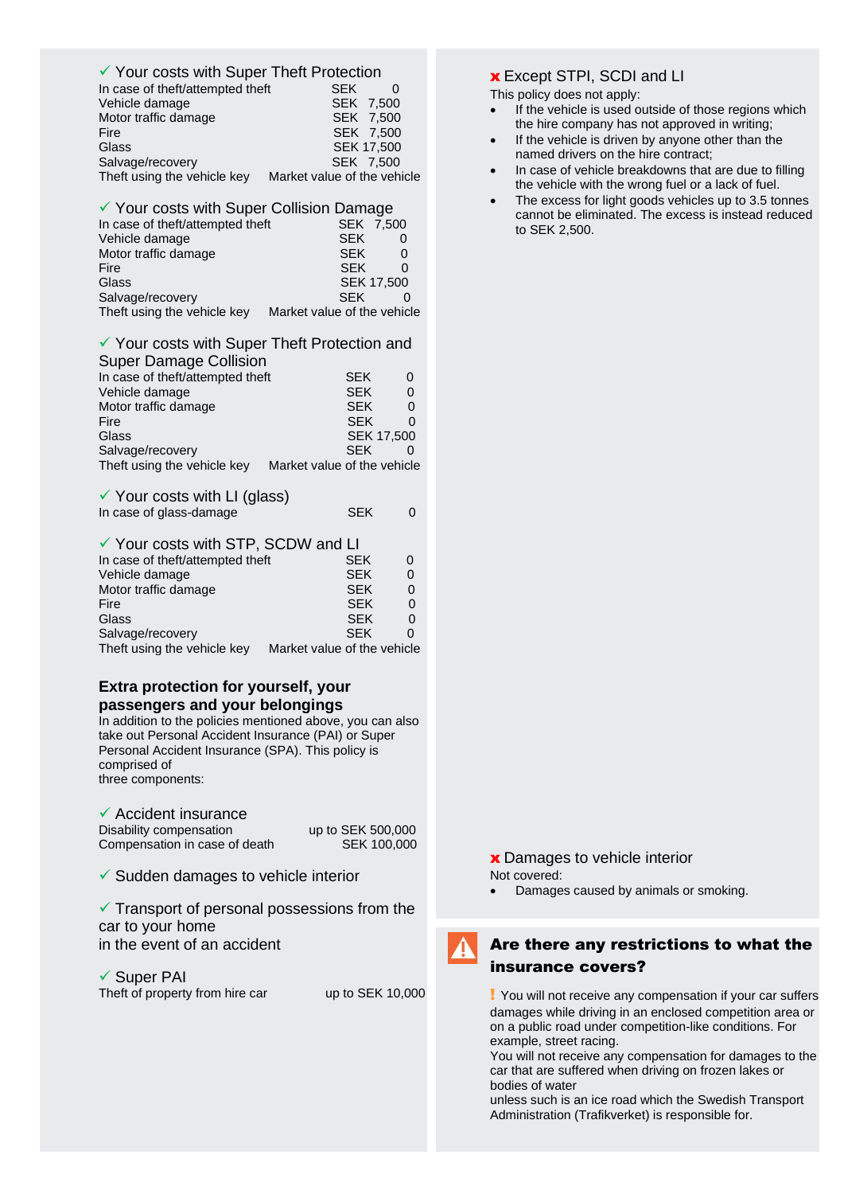✓ Your costs with Super Theft Protection

| | |
|---|---|
| In case of theft/attempted theft | SEK 0 |
| Vehicle damage | SEK 7,500 |
| Motor traffic damage | SEK 7,500 |
| Fire | SEK 7,500 |
| Glass | SEK 17,500 |
| Salvage/recovery | SEK 7,500 |
| Theft using the vehicle key | Market value of the vehicle |

✓ Your costs with Super Collision Damage

| | |
|---|---|
| In case of theft/attempted theft | SEK 7,500 |
| Vehicle damage | SEK 0 |
| Motor traffic damage | SEK 0 |
| Fire | SEK 0 |
| Glass | SEK 17,500 |
| Salvage/recovery | SEK 0 |
| Theft using the vehicle key | Market value of the vehicle |

✓ Your costs with Super Theft Protection and Super Damage Collision

| | |
|---|---|
| In case of theft/attempted theft | SEK 0 |
| Vehicle damage | SEK 0 |
| Motor traffic damage | SEK 0 |
| Fire | SEK 0 |
| Glass | SEK 17,500 |
| Salvage/recovery | SEK 0 |
| Theft using the vehicle key | Market value of the vehicle |

✓ Your costs with LI (glass)

| | |
|---|---|
| In case of glass-damage | SEK 0 |

✓ Your costs with STP, SCDW and LI

| | |
|---|---|
| In case of theft/attempted theft | SEK 0 |
| Vehicle damage | SEK 0 |
| Motor traffic damage | SEK 0 |
| Fire | SEK 0 |
| Glass | SEK 0 |
| Salvage/recovery | SEK 0 |
| Theft using the vehicle key | Market value of the vehicle |

**Extra protection for yourself, your passengers and your belongings**

In addition to the policies mentioned above, you can also take out Personal Accident Insurance (PAI) or Super Personal Accident Insurance (SPA). This policy is comprised of three components:

✓ Accident insurance

| | |
|---|---|
| Disability compensation | up to SEK 500,000 |
| Compensation in case of death | SEK 100,000 |

✓ Sudden damages to vehicle interior

✓ Transport of personal possessions from the car to your home in the event of an accident

✓ Super PAI

| | |
|---|---|
| Theft of property from hire car | up to SEK 10,000 |

✘ Except STPI, SCDI and LI

This policy does not apply:

- If the vehicle is used outside of those regions which the hire company has not approved in writing;
- If the vehicle is driven by anyone other than the named drivers on the hire contract;
- In case of vehicle breakdowns that are due to filling the vehicle with the wrong fuel or a lack of fuel.
- The excess for light goods vehicles up to 3.5 tonnes cannot be eliminated. The excess is instead reduced to SEK 2,500.

✘ Damages to vehicle interior

Not covered:

- Damages caused by animals or smoking.

## Are there any restrictions to what the insurance covers?

! You will not receive any compensation if your car suffers damages while driving in an enclosed competition area or on a public road under competition-like conditions. For example, street racing.

You will not receive any compensation for damages to the car that are suffered when driving on frozen lakes or bodies of water unless such is an ice road which the Swedish Transport Administration (Trafikverket) is responsible for.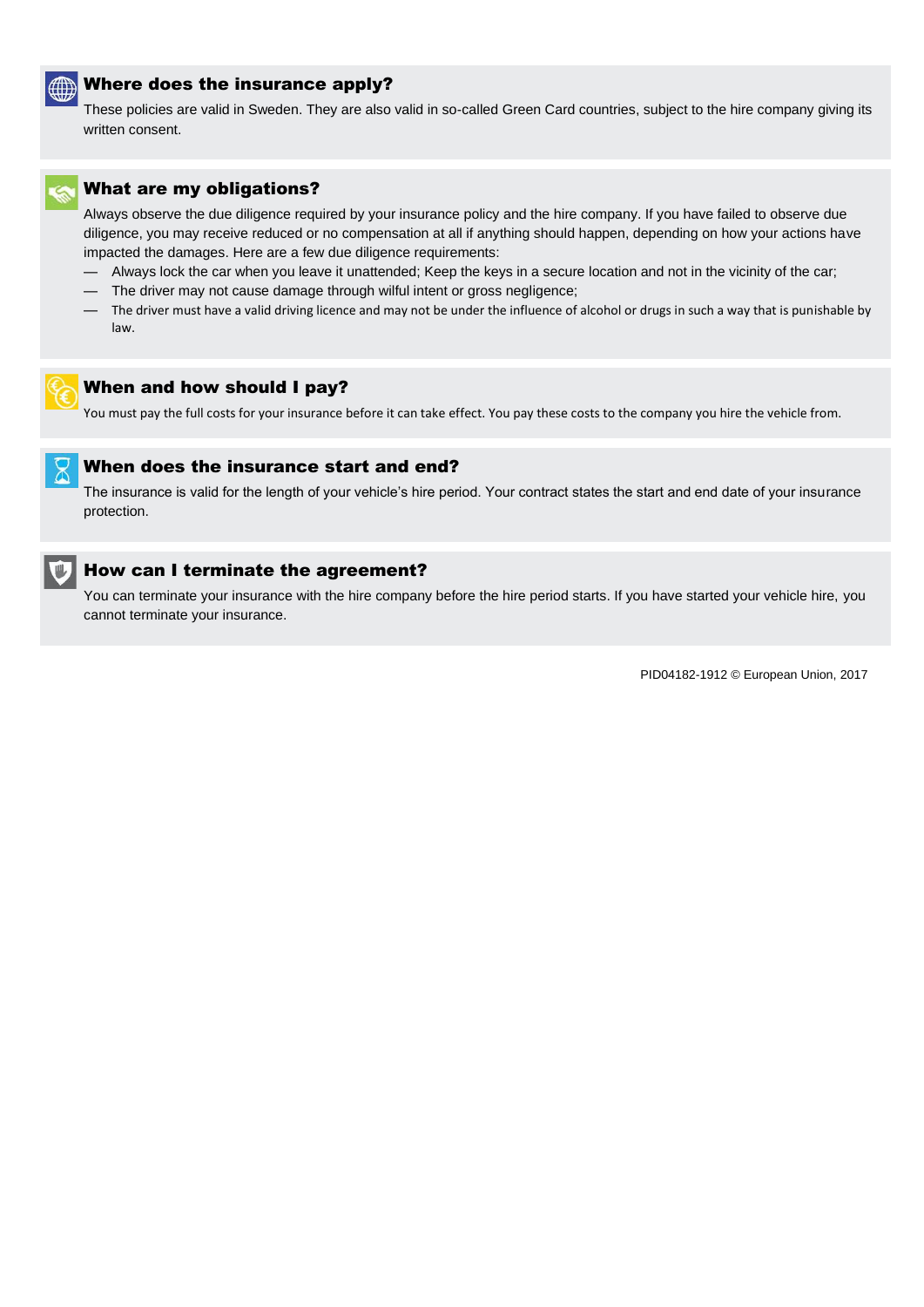## Where does the insurance apply?

These policies are valid in Sweden. They are also valid in so-called Green Card countries, subject to the hire company giving its written consent.

## What are my obligations?

Always observe the due diligence required by your insurance policy and the hire company. If you have failed to observe due diligence, you may receive reduced or no compensation at all if anything should happen, depending on how your actions have impacted the damages. Here are a few due diligence requirements:

- Always lock the car when you leave it unattended; Keep the keys in a secure location and not in the vicinity of the car;
- The driver may not cause damage through wilful intent or gross negligence;
- The driver must have a valid driving licence and may not be under the influence of alcohol or drugs in such a way that is punishable by law.

## When and how should I pay?

You must pay the full costs for your insurance before it can take effect. You pay these costs to the company you hire the vehicle from.

## When does the insurance start and end?

The insurance is valid for the length of your vehicle's hire period. Your contract states the start and end date of your insurance protection.

## How can I terminate the agreement?

You can terminate your insurance with the hire company before the hire period starts. If you have started your vehicle hire, you cannot terminate your insurance.

PID04182-1912 © European Union, 2017